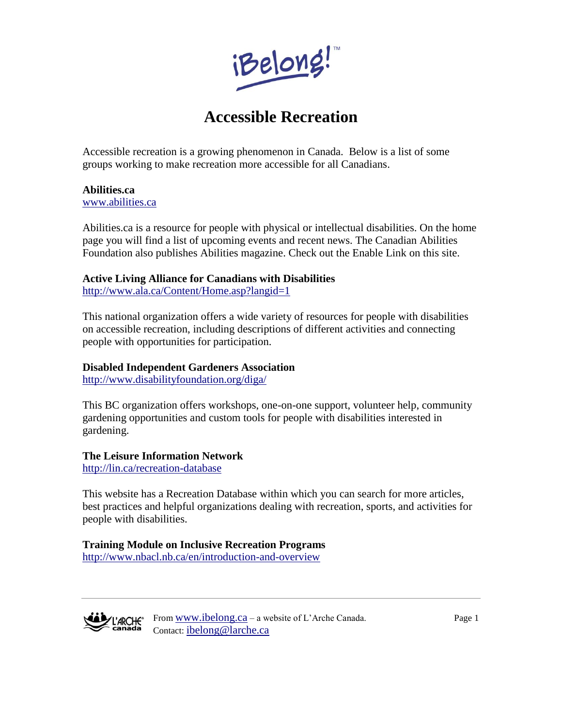iBelong!™

# Accessible Recreation

Accessible recreation is a growing phenomenon in Canada. Below is a list of some groups working to make recreation more accessible for all Canadians.

**Abilities.ca**
[www.abilities.ca](http://www.abilities.ca)

Abilities.ca is a resource for people with physical or intellectual disabilities. On the home page you will find a list of upcoming events and recent news. The Canadian Abilities Foundation also publishes Abilities magazine. Check out the Enable Link on this site.

**Active Living Alliance for Canadians with Disabilities**
[http://www.ala.ca/Content/Home.asp?langid=1](http://www.ala.ca/Content/Home.asp?langid=1)

This national organization offers a wide variety of resources for people with disabilities on accessible recreation, including descriptions of different activities and connecting people with opportunities for participation.

**Disabled Independent Gardeners Association**
[http://www.disabilityfoundation.org/diga/](http://www.disabilityfoundation.org/diga/)

This BC organization offers workshops, one-on-one support, volunteer help, community gardening opportunities and custom tools for people with disabilities interested in gardening.

**The Leisure Information Network**
[http://lin.ca/recreation-database](http://lin.ca/recreation-database)

This website has a Recreation Database within which you can search for more articles, best practices and helpful organizations dealing with recreation, sports, and activities for people with disabilities.

**Training Module on Inclusive Recreation Programs**
[http://www.nbacl.nb.ca/en/introduction-and-overview](http://www.nbacl.nb.ca/en/introduction-and-overview)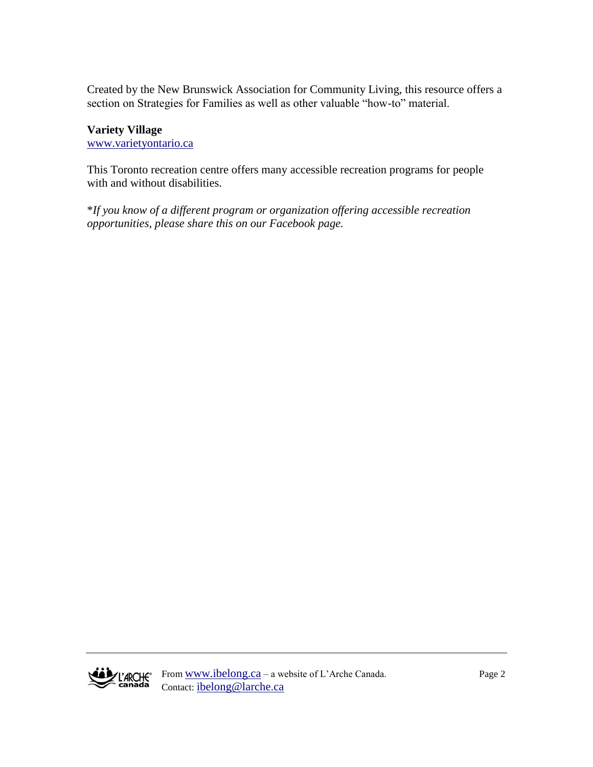Created by the New Brunswick Association for Community Living, this resource offers a section on Strategies for Families as well as other valuable "how-to" material.

**Variety Village**
www.varietyontario.ca

This Toronto recreation centre offers many accessible recreation programs for people with and without disabilities.

**If you know of a different program or organization offering accessible recreation opportunities, please share this on our Facebook page.*